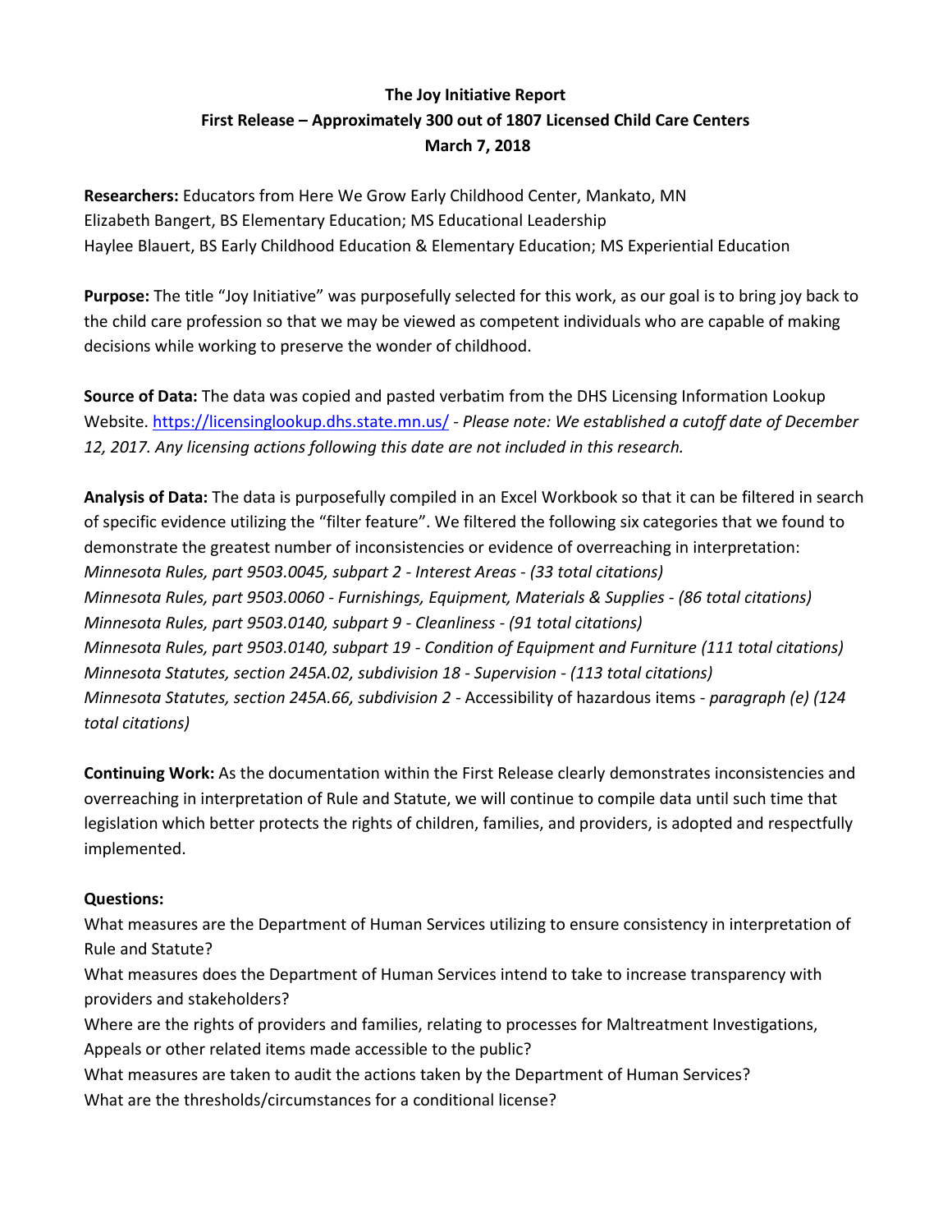# The Joy Initiative Report

## First Release – Approximately 300 out of 1807 Licensed Child Care Centers

### March 7, 2018

**Researchers:** Educators from Here We Grow Early Childhood Center, Mankato, MN
Elizabeth Bangert, BS Elementary Education; MS Educational Leadership
Haylee Blauert, BS Early Childhood Education & Elementary Education; MS Experiential Education

**Purpose:** The title "Joy Initiative" was purposefully selected for this work, as our goal is to bring joy back to the child care profession so that we may be viewed as competent individuals who are capable of making decisions while working to preserve the wonder of childhood.

**Source of Data:** The data was copied and pasted verbatim from the DHS Licensing Information Lookup Website. https://licensinglookup.dhs.state.mn.us/ - *Please note: We established a cutoff date of December 12, 2017. Any licensing actions following this date are not included in this research.*

**Analysis of Data:** The data is purposefully compiled in an Excel Workbook so that it can be filtered in search of specific evidence utilizing the "filter feature". We filtered the following six categories that we found to demonstrate the greatest number of inconsistencies or evidence of overreaching in interpretation:
*Minnesota Rules, part 9503.0045, subpart 2 - Interest Areas - (33 total citations)*
*Minnesota Rules, part 9503.0060 - Furnishings, Equipment, Materials & Supplies - (86 total citations)*
*Minnesota Rules, part 9503.0140, subpart 9 - Cleanliness - (91 total citations)*
*Minnesota Rules, part 9503.0140, subpart 19 - Condition of Equipment and Furniture (111 total citations)*
*Minnesota Statutes, section 245A.02, subdivision 18 - Supervision - (113 total citations)*
*Minnesota Statutes, section 245A.66, subdivision 2 -* Accessibility of hazardous items *- paragraph (e) (124 total citations)*

**Continuing Work:** As the documentation within the First Release clearly demonstrates inconsistencies and overreaching in interpretation of Rule and Statute, we will continue to compile data until such time that legislation which better protects the rights of children, families, and providers, is adopted and respectfully implemented.

**Questions:**
What measures are the Department of Human Services utilizing to ensure consistency in interpretation of Rule and Statute?
What measures does the Department of Human Services intend to take to increase transparency with providers and stakeholders?
Where are the rights of providers and families, relating to processes for Maltreatment Investigations, Appeals or other related items made accessible to the public?
What measures are taken to audit the actions taken by the Department of Human Services?
What are the thresholds/circumstances for a conditional license?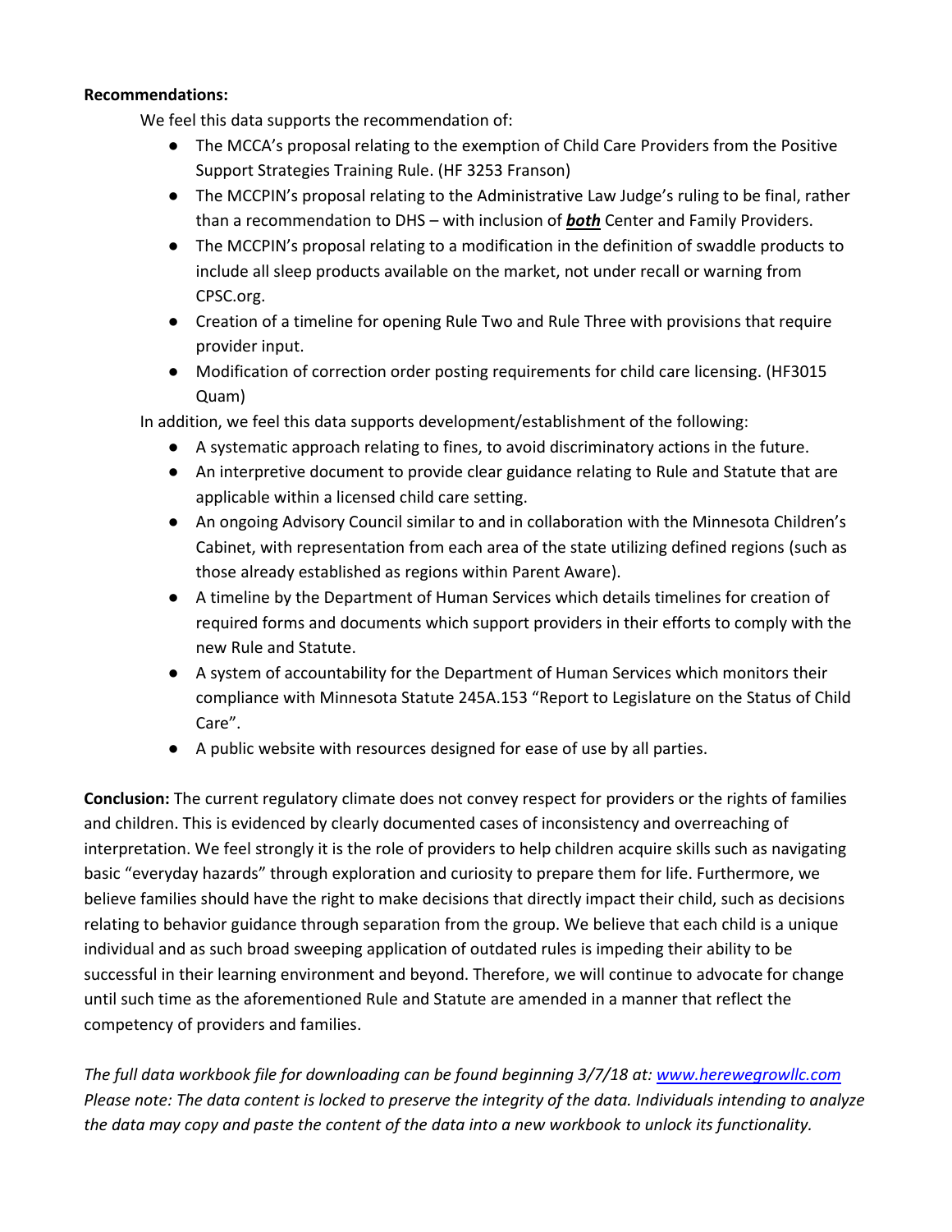**Recommendations:**

We feel this data supports the recommendation of:

- The MCCA's proposal relating to the exemption of Child Care Providers from the Positive Support Strategies Training Rule. (HF 3253 Franson)
- The MCCPIN's proposal relating to the Administrative Law Judge's ruling to be final, rather than a recommendation to DHS – with inclusion of ***both*** Center and Family Providers.
- The MCCPIN's proposal relating to a modification in the definition of swaddle products to include all sleep products available on the market, not under recall or warning from CPSC.org.
- Creation of a timeline for opening Rule Two and Rule Three with provisions that require provider input.
- Modification of correction order posting requirements for child care licensing. (HF3015 Quam)

In addition, we feel this data supports development/establishment of the following:

- A systematic approach relating to fines, to avoid discriminatory actions in the future.
- An interpretive document to provide clear guidance relating to Rule and Statute that are applicable within a licensed child care setting.
- An ongoing Advisory Council similar to and in collaboration with the Minnesota Children's Cabinet, with representation from each area of the state utilizing defined regions (such as those already established as regions within Parent Aware).
- A timeline by the Department of Human Services which details timelines for creation of required forms and documents which support providers in their efforts to comply with the new Rule and Statute.
- A system of accountability for the Department of Human Services which monitors their compliance with Minnesota Statute 245A.153 "Report to Legislature on the Status of Child Care".
- A public website with resources designed for ease of use by all parties.

**Conclusion:** The current regulatory climate does not convey respect for providers or the rights of families and children. This is evidenced by clearly documented cases of inconsistency and overreaching of interpretation. We feel strongly it is the role of providers to help children acquire skills such as navigating basic "everyday hazards" through exploration and curiosity to prepare them for life. Furthermore, we believe families should have the right to make decisions that directly impact their child, such as decisions relating to behavior guidance through separation from the group. We believe that each child is a unique individual and as such broad sweeping application of outdated rules is impeding their ability to be successful in their learning environment and beyond. Therefore, we will continue to advocate for change until such time as the aforementioned Rule and Statute are amended in a manner that reflect the competency of providers and families.

*The full data workbook file for downloading can be found beginning 3/7/18 at: [www.herewegrowllc.com](http://www.herewegrowllc.com)*
*Please note: The data content is locked to preserve the integrity of the data. Individuals intending to analyze the data may copy and paste the content of the data into a new workbook to unlock its functionality.*